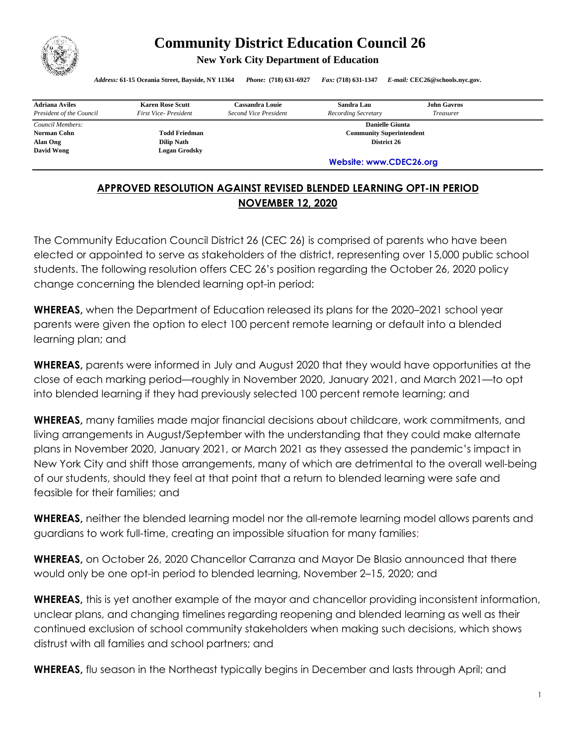# Community District Education Council 26

**New York City Department of Education**

*Address:* **61-15 Oceania Street, Bayside, NY 11364** *Phone:* **(718) 631-6927** *Fax:* **(718) 631-1347** *E-mail:* **CEC26@schools.nyc.gov.**

| **Adriana Aviles** | **Karen Rose Scutt** | **Cassandra Louie** | **Sandra Lau** | **John Gavros** |
|---|---|---|---|---|
| *President of the Council* | *First Vice- President* | *Second Vice President* | *Recording Secretary* | *Treasurer* |

*Council Members:*
**Norman Cohn** **Todd Friedman**
**Alan Ong** **Dilip Nath**
**David Wong** **Logan Grodsky**

**Danielle Giunta**
**Community Superintendent**
**District 26**

**Website: www.CDEC26.org**

## APPROVED RESOLUTION AGAINST REVISED BLENDED LEARNING OPT-IN PERIOD NOVEMBER 12, 2020

The Community Education Council District 26 (CEC 26) is comprised of parents who have been elected or appointed to serve as stakeholders of the district, representing over 15,000 public school students. The following resolution offers CEC 26's position regarding the October 26, 2020 policy change concerning the blended learning opt-in period:

**WHEREAS,** when the Department of Education released its plans for the 2020–2021 school year parents were given the option to elect 100 percent remote learning or default into a blended learning plan; and

**WHEREAS,** parents were informed in July and August 2020 that they would have opportunities at the close of each marking period—roughly in November 2020, January 2021, and March 2021—to opt into blended learning if they had previously selected 100 percent remote learning; and

**WHEREAS,** many families made major financial decisions about childcare, work commitments, and living arrangements in August/September with the understanding that they could make alternate plans in November 2020, January 2021, or March 2021 as they assessed the pandemic's impact in New York City and shift those arrangements, many of which are detrimental to the overall well-being of our students, should they feel at that point that a return to blended learning were safe and feasible for their families; and

**WHEREAS,** neither the blended learning model nor the all-remote learning model allows parents and guardians to work full-time, creating an impossible situation for many families;

**WHEREAS,** on October 26, 2020 Chancellor Carranza and Mayor De Blasio announced that there would only be one opt-in period to blended learning, November 2–15, 2020; and

**WHEREAS,** this is yet another example of the mayor and chancellor providing inconsistent information, unclear plans, and changing timelines regarding reopening and blended learning as well as their continued exclusion of school community stakeholders when making such decisions, which shows distrust with all families and school partners; and

**WHEREAS,** flu season in the Northeast typically begins in December and lasts through April; and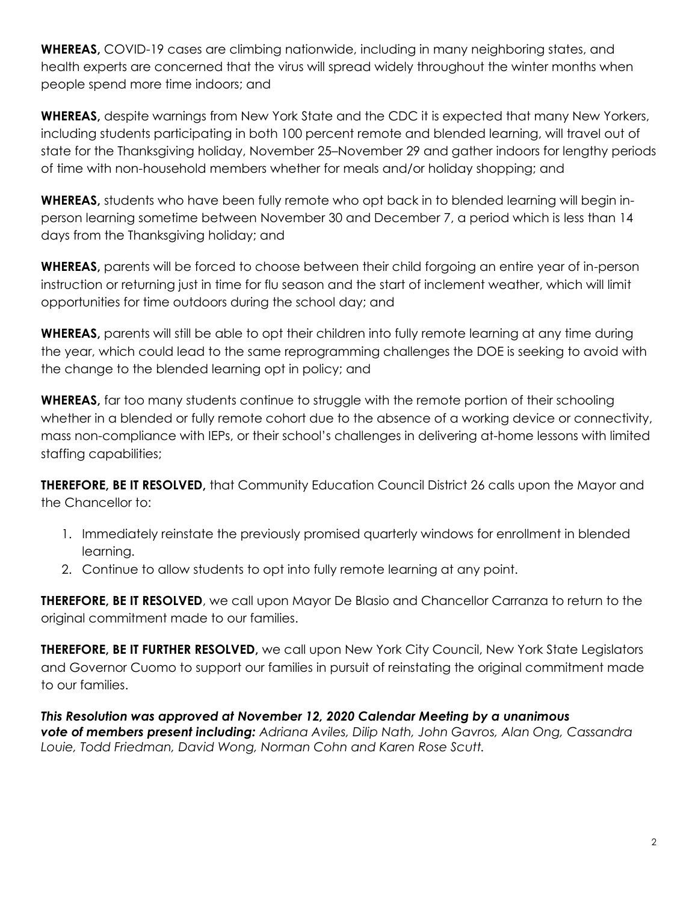**WHEREAS,** COVID-19 cases are climbing nationwide, including in many neighboring states, and health experts are concerned that the virus will spread widely throughout the winter months when people spend more time indoors; and

**WHEREAS,** despite warnings from New York State and the CDC it is expected that many New Yorkers, including students participating in both 100 percent remote and blended learning, will travel out of state for the Thanksgiving holiday, November 25–November 29 and gather indoors for lengthy periods of time with non-household members whether for meals and/or holiday shopping; and

**WHEREAS,** students who have been fully remote who opt back in to blended learning will begin in-person learning sometime between November 30 and December 7, a period which is less than 14 days from the Thanksgiving holiday; and

**WHEREAS,** parents will be forced to choose between their child forgoing an entire year of in-person instruction or returning just in time for flu season and the start of inclement weather, which will limit opportunities for time outdoors during the school day; and

**WHEREAS,** parents will still be able to opt their children into fully remote learning at any time during the year, which could lead to the same reprogramming challenges the DOE is seeking to avoid with the change to the blended learning opt in policy; and

**WHEREAS,** far too many students continue to struggle with the remote portion of their schooling whether in a blended or fully remote cohort due to the absence of a working device or connectivity, mass non-compliance with IEPs, or their school's challenges in delivering at-home lessons with limited staffing capabilities;

**THEREFORE, BE IT RESOLVED,** that Community Education Council District 26 calls upon the Mayor and the Chancellor to:

1. Immediately reinstate the previously promised quarterly windows for enrollment in blended learning.
2. Continue to allow students to opt into fully remote learning at any point.

**THEREFORE, BE IT RESOLVED**, we call upon Mayor De Blasio and Chancellor Carranza to return to the original commitment made to our families.

**THEREFORE, BE IT FURTHER RESOLVED,** we call upon New York City Council, New York State Legislators and Governor Cuomo to support our families in pursuit of reinstating the original commitment made to our families.

***This Resolution was approved at November 12, 2020 Calendar Meeting by a unanimous vote of members present including:*** *Adriana Aviles, Dilip Nath, John Gavros, Alan Ong, Cassandra Louie, Todd Friedman, David Wong, Norman Cohn and Karen Rose Scutt.*